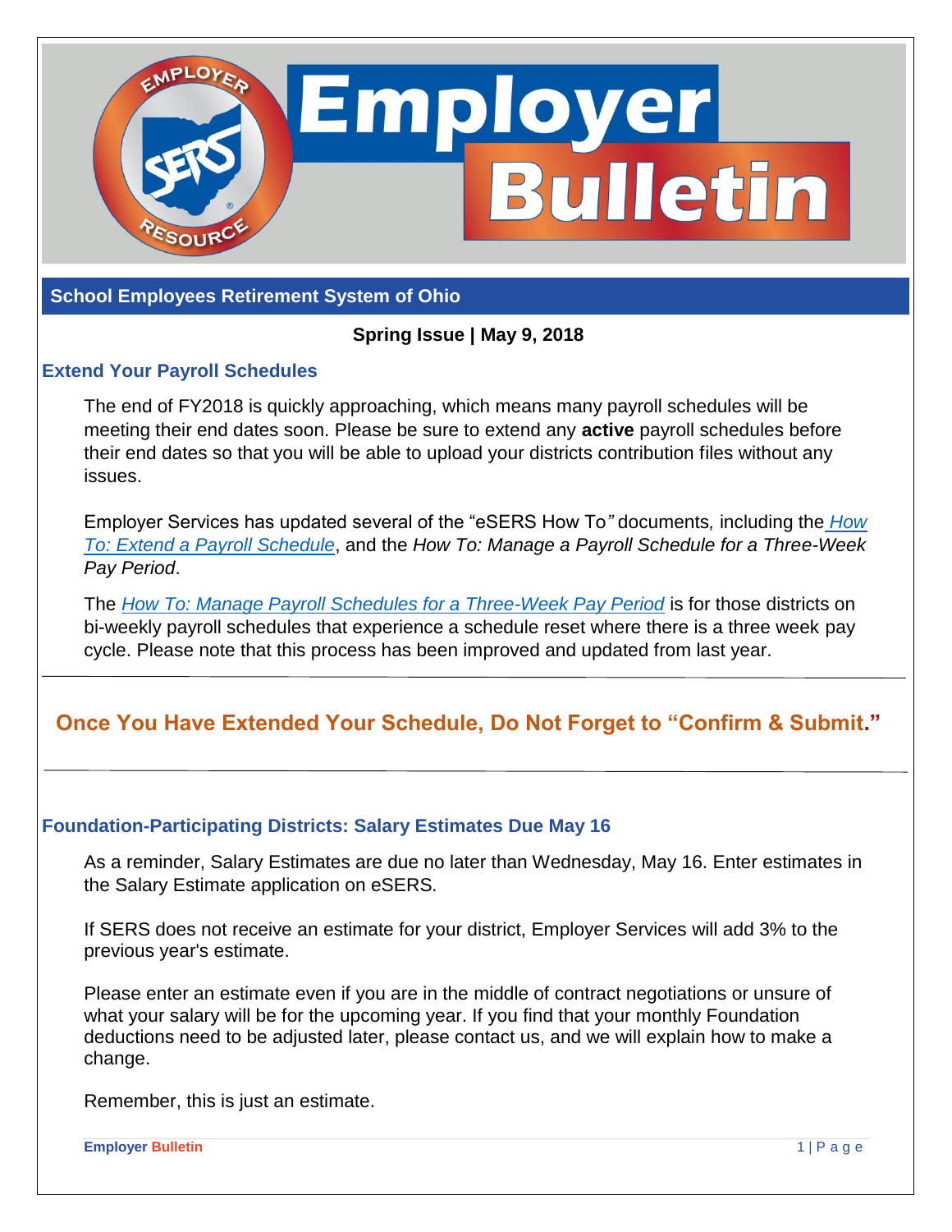# Employer Bulletin

## School Employees Retirement System of Ohio

**Spring Issue | May 9, 2018**

### Extend Your Payroll Schedules

The end of FY2018 is quickly approaching, which means many payroll schedules will be meeting their end dates soon. Please be sure to extend any **active** payroll schedules before their end dates so that you will be able to upload your districts contribution files without any issues.

Employer Services has updated several of the "eSERS How To*"* documents*,* including the *How To: Extend a Payroll Schedule*, and the *How To: Manage a Payroll Schedule for a Three-Week Pay Period*.

The *How To: Manage Payroll Schedules for a Three-Week Pay Period* is for those districts on bi-weekly payroll schedules that experience a schedule reset where there is a three week pay cycle. Please note that this process has been improved and updated from last year.

---

## Once You Have Extended Your Schedule, Do Not Forget to "Confirm & Submit."

---

### Foundation-Participating Districts: Salary Estimates Due May 16

As a reminder, Salary Estimates are due no later than Wednesday, May 16. Enter estimates in the Salary Estimate application on eSERS.

If SERS does not receive an estimate for your district, Employer Services will add 3% to the previous year's estimate.

Please enter an estimate even if you are in the middle of contract negotiations or unsure of what your salary will be for the upcoming year. If you find that your monthly Foundation deductions need to be adjusted later, please contact us, and we will explain how to make a change.

Remember, this is just an estimate.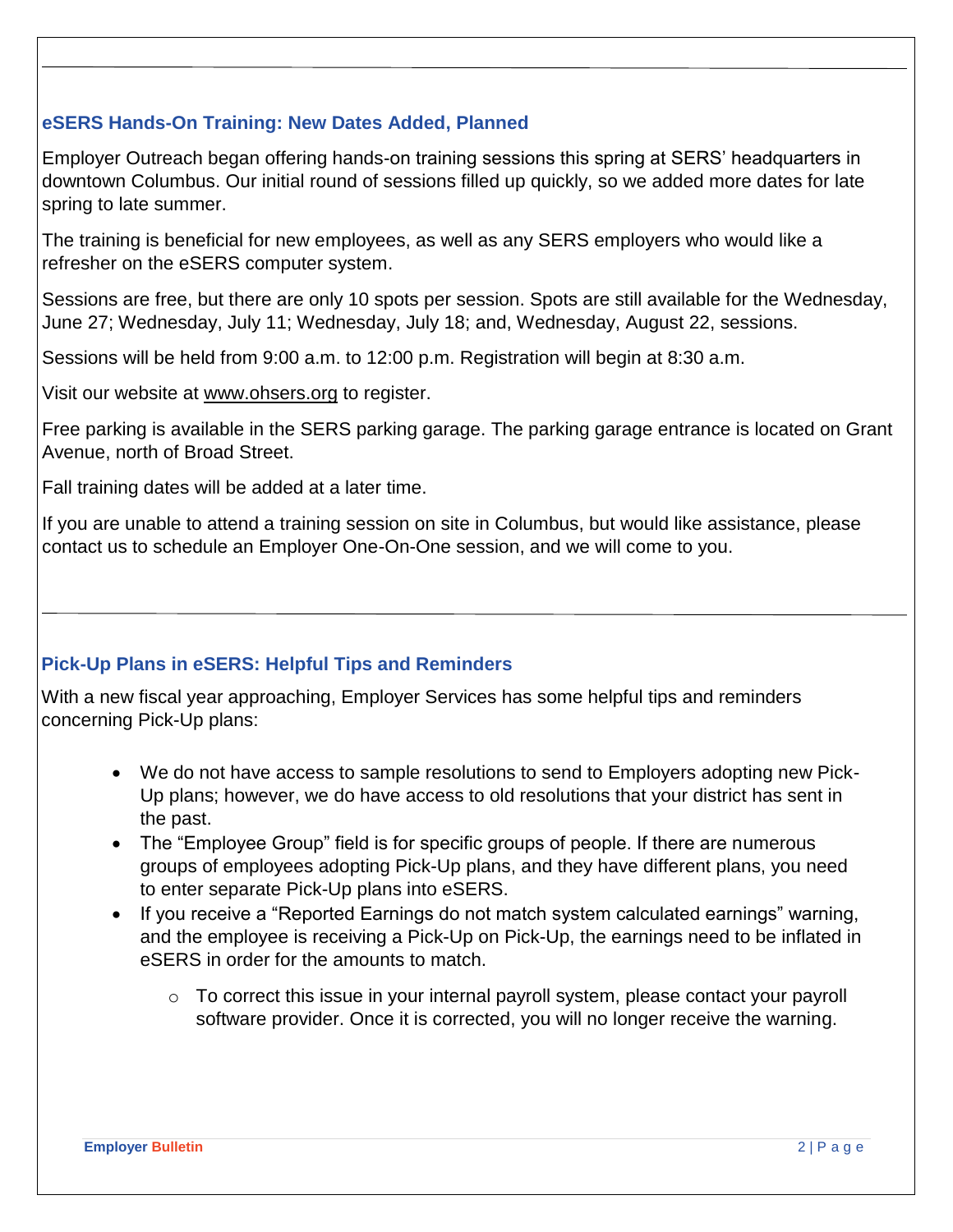## eSERS Hands-On Training: New Dates Added, Planned

Employer Outreach began offering hands-on training sessions this spring at SERS' headquarters in downtown Columbus. Our initial round of sessions filled up quickly, so we added more dates for late spring to late summer.

The training is beneficial for new employees, as well as any SERS employers who would like a refresher on the eSERS computer system.

Sessions are free, but there are only 10 spots per session. Spots are still available for the Wednesday, June 27; Wednesday, July 11; Wednesday, July 18; and, Wednesday, August 22, sessions.

Sessions will be held from 9:00 a.m. to 12:00 p.m. Registration will begin at 8:30 a.m.

Visit our website at www.ohsers.org to register.

Free parking is available in the SERS parking garage. The parking garage entrance is located on Grant Avenue, north of Broad Street.

Fall training dates will be added at a later time.

If you are unable to attend a training session on site in Columbus, but would like assistance, please contact us to schedule an Employer One-On-One session, and we will come to you.

---

## Pick-Up Plans in eSERS: Helpful Tips and Reminders

With a new fiscal year approaching, Employer Services has some helpful tips and reminders concerning Pick-Up plans:

- We do not have access to sample resolutions to send to Employers adopting new Pick-Up plans; however, we do have access to old resolutions that your district has sent in the past.
- The "Employee Group" field is for specific groups of people. If there are numerous groups of employees adopting Pick-Up plans, and they have different plans, you need to enter separate Pick-Up plans into eSERS.
- If you receive a "Reported Earnings do not match system calculated earnings" warning, and the employee is receiving a Pick-Up on Pick-Up, the earnings need to be inflated in eSERS in order for the amounts to match.
    - To correct this issue in your internal payroll system, please contact your payroll software provider. Once it is corrected, you will no longer receive the warning.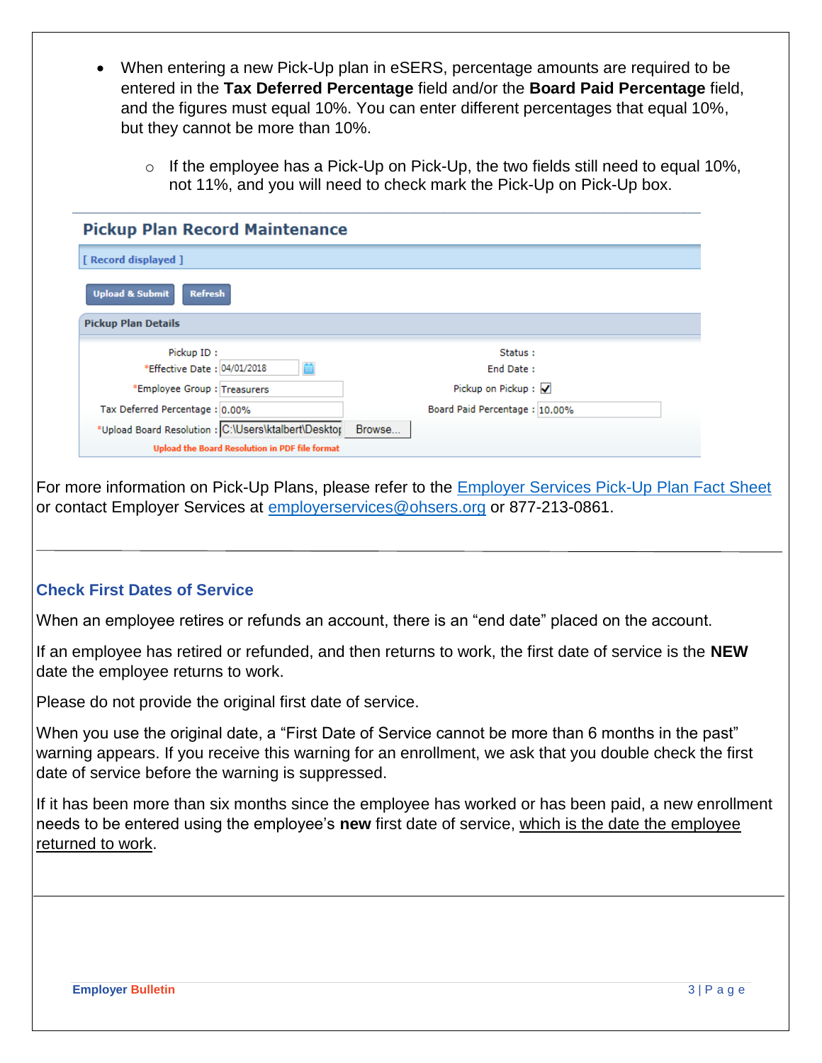- When entering a new Pick-Up plan in eSERS, percentage amounts are required to be entered in the **Tax Deferred Percentage** field and/or the **Board Paid Percentage** field, and the figures must equal 10%. You can enter different percentages that equal 10%, but they cannot be more than 10%.
  - If the employee has a Pick-Up on Pick-Up, the two fields still need to equal 10%, not 11%, and you will need to check mark the Pick-Up on Pick-Up box.

**Pickup Plan Record Maintenance**

[ Record displayed ]

Upload & Submit | Refresh

**Pickup Plan Details**

| | | | |
|---|---|---|---|
| Pickup ID : | | Status : | |
| *Effective Date : | 04/01/2018 | End Date : | |
| *Employee Group : | Treasurers | Pickup on Pickup : | ☑ |
| Tax Deferred Percentage : | 0.00% | Board Paid Percentage : | 10.00% |
| *Upload Board Resolution : | C:\Users\ktalbert\Desktop Browse... | | |

Upload the Board Resolution in PDF file format

For more information on Pick-Up Plans, please refer to the Employer Services Pick-Up Plan Fact Sheet or contact Employer Services at employerservices@ohsers.org or 877-213-0861.

---

## Check First Dates of Service

When an employee retires or refunds an account, there is an "end date" placed on the account.

If an employee has retired or refunded, and then returns to work, the first date of service is the **NEW** date the employee returns to work.

Please do not provide the original first date of service.

When you use the original date, a "First Date of Service cannot be more than 6 months in the past" warning appears. If you receive this warning for an enrollment, we ask that you double check the first date of service before the warning is suppressed.

If it has been more than six months since the employee has worked or has been paid, a new enrollment needs to be entered using the employee's **new** first date of service, which is the date the employee returned to work.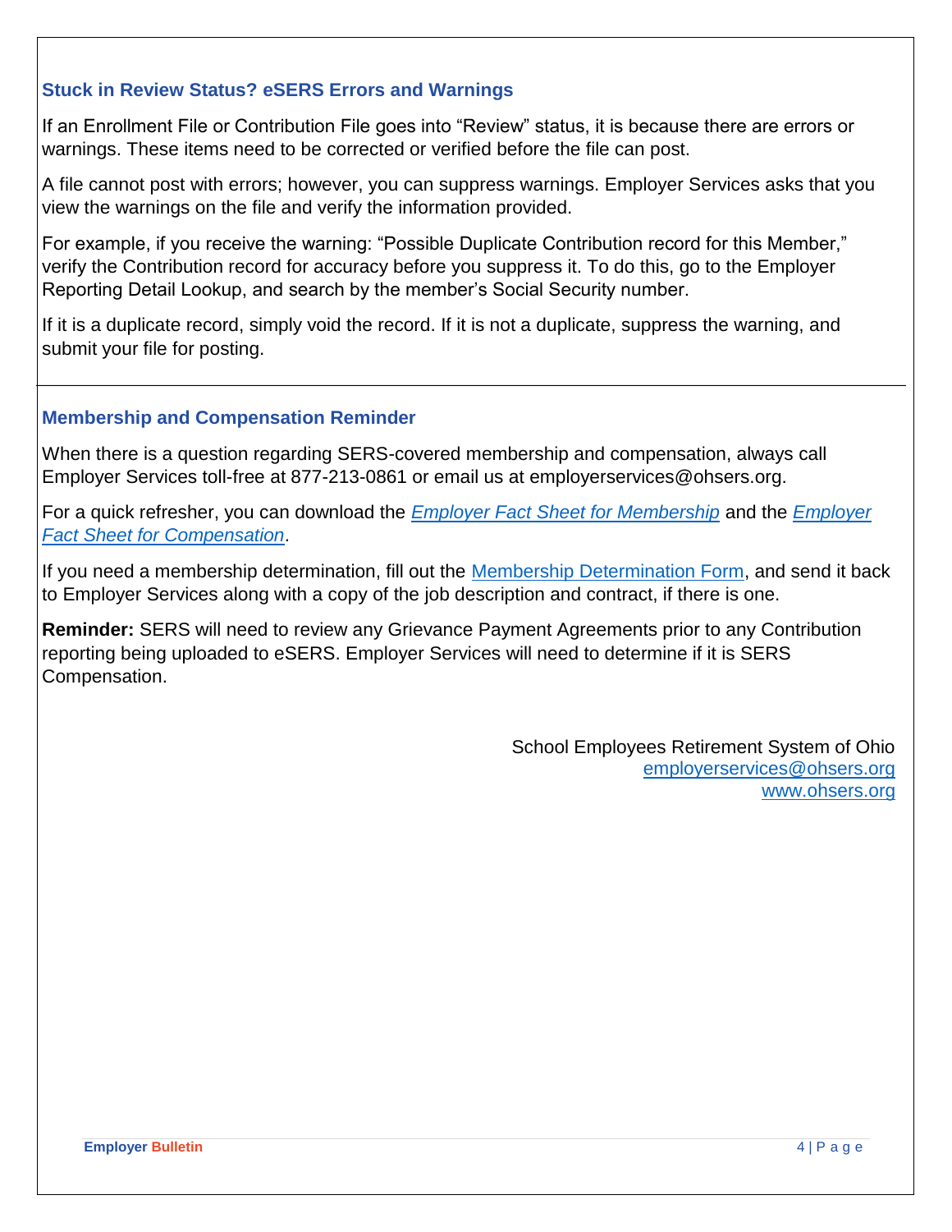## Stuck in Review Status? eSERS Errors and Warnings

If an Enrollment File or Contribution File goes into "Review" status, it is because there are errors or warnings. These items need to be corrected or verified before the file can post.

A file cannot post with errors; however, you can suppress warnings. Employer Services asks that you view the warnings on the file and verify the information provided.

For example, if you receive the warning: "Possible Duplicate Contribution record for this Member," verify the Contribution record for accuracy before you suppress it. To do this, go to the Employer Reporting Detail Lookup, and search by the member's Social Security number.

If it is a duplicate record, simply void the record. If it is not a duplicate, suppress the warning, and submit your file for posting.

## Membership and Compensation Reminder

When there is a question regarding SERS-covered membership and compensation, always call Employer Services toll-free at 877-213-0861 or email us at employerservices@ohsers.org.

For a quick refresher, you can download the *Employer Fact Sheet for Membership* and the *Employer Fact Sheet for Compensation*.

If you need a membership determination, fill out the Membership Determination Form, and send it back to Employer Services along with a copy of the job description and contract, if there is one.

**Reminder:** SERS will need to review any Grievance Payment Agreements prior to any Contribution reporting being uploaded to eSERS. Employer Services will need to determine if it is SERS Compensation.

School Employees Retirement System of Ohio
employerservices@ohsers.org
www.ohsers.org